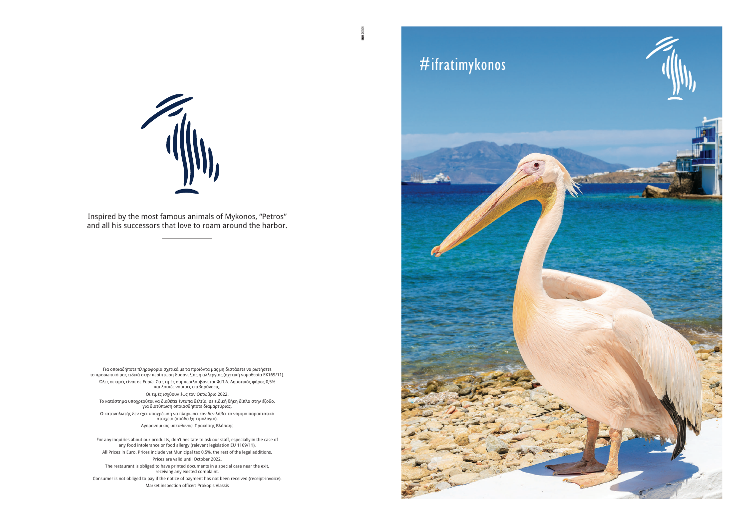Inspired by the most famous animals of Mykonos, "Petros" and all his successors that love to roam around the harbor.

Για οποιαδήποτε πληροφορία σχετικά με τα προϊόντα μας μη διστάσετε να ρωτήσετε το προσωπικό μας ειδικά στην περίπτωση δυσανεξίας ή αλλεργίας (σχετική νομοθεσία ΕΚ169/11).

Όλες οι τιμές είναι σε Ευρώ. Στις τιμές συμπεριλαμβάνεται Φ.Π.Α. Δημοτικός φόρος 0,5% και λοιπές νόμιμες επιβαρύνσεις.

Οι τιμές ισχύουν έως τον Οκτώβριο 2022.

Το κατάστημα υποχρεούται να διαθέτει έντυπα δελτία, σε ειδική θήκη δίπλα στην έξοδο, για διατύπωση οποιασδήποτε διαμαρτύριας.

Ο καταναλωτής δεν έχει υποχρέωση να πληρώσει εάν δεν λάβει το νόμιμο παραστατικό στοιχείο (απόδειξη-τιμολόγιο).

Αγορανομικός υπεύθυνος: Προκόπης Βλάσσης

For any inquiries about our products, don't hesitate to ask our staff, especially in the case of any food intolerance or food allergy (relevant legislation EU 1169/11).

All Prices in Euro. Prices include vat Municipal tax 0,5%, the rest of the legal additions.

Prices are valid until October 2022.

The restaurant is obliged to have printed documents in a special case near the exit, receiving any existed complaint.

Consumer is not obliged to pay if the notice of payment has not been received (receipt-invoice).

Market inspection officer: Prokopis Vlassis

#ifratimykonos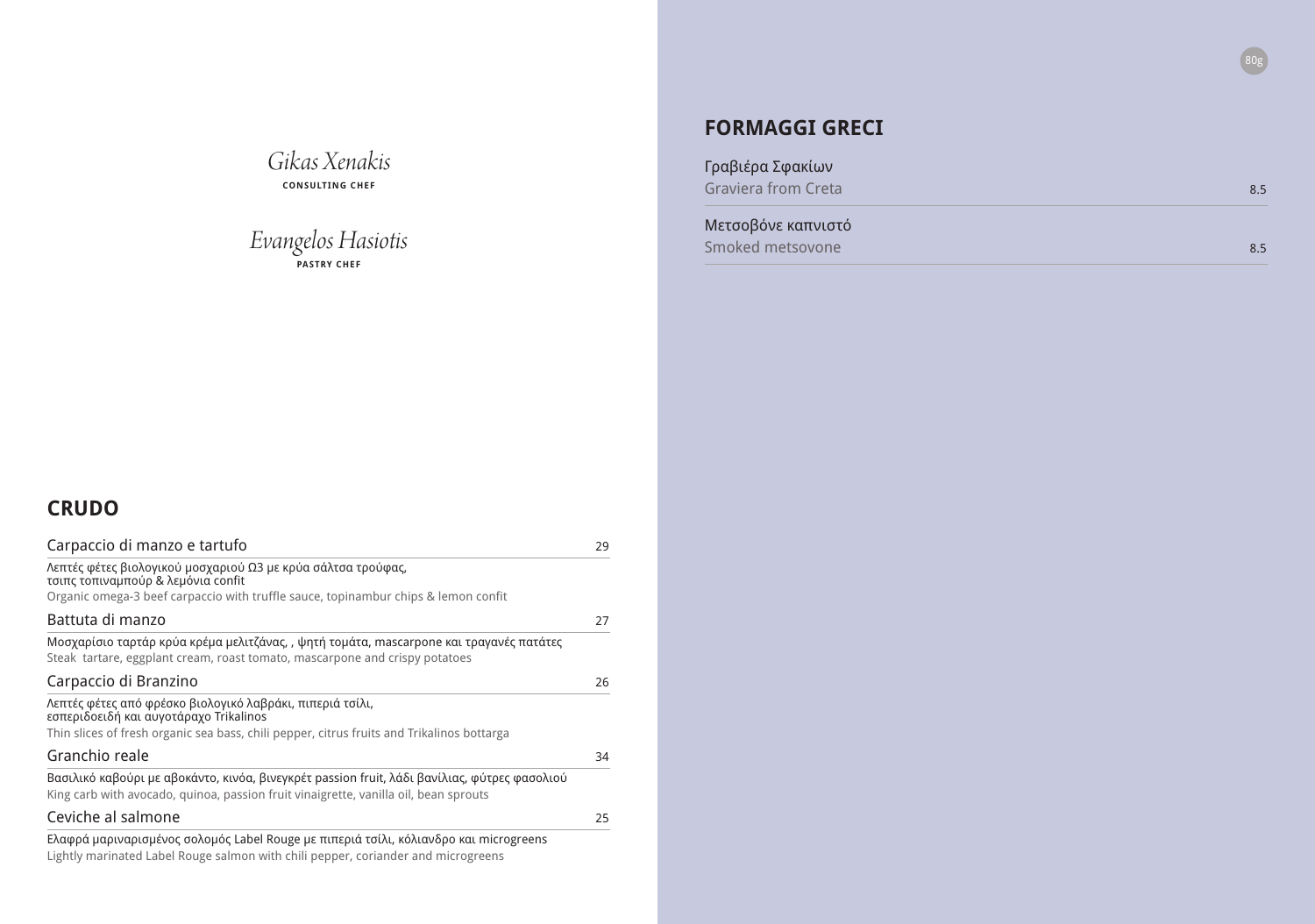*Gikas Xenakis*
**CONSULTING CHEF**

*Evangelos Hasiotis*
**PASTRY CHEF**

## CRUDO

**Carpaccio di manzo e tartufo** — 29

Λεπτές φέτες βιολογικού μοσχαριού Ω3 με κρύα σάλτσα τρούφας,
τσιπς τοπιναμπούρ & λεμόνια confit

Organic omega-3 beef carpaccio with truffle sauce, topinambur chips & lemon confit

**Battuta di manzo** — 27

Μοσχαρίσιο ταρτάρ κρύα κρέμα μελιτζάνας, , ψητή τομάτα, mascarpone και τραγανές πατάτες

Steak tartare, eggplant cream, roast tomato, mascarpone and crispy potatoes

**Carpaccio di Branzino** — 26

Λεπτές φέτες από φρέσκο βιολογικό λαβράκι, πιπεριά τσίλι,
εσπεριδοειδή και αυγοτάραχο Trikalinos

Thin slices of fresh organic sea bass, chili pepper, citrus fruits and Trikalinos bottarga

**Granchio reale** — 34

Βασιλικό καβούρι με αβοκάντο, κινόα, βινεγκρέτ passion fruit, λάδι βανίλιας, φύτρες φασολιού

King carb with avocado, quinoa, passion fruit vinaigrette, vanilla oil, bean sprouts

**Ceviche al salmone** — 25

Ελαφρά μαριναρισμένος σολομός Label Rouge με πιπεριά τσίλι, κόλιανδρο και microgreens

Lightly marinated Label Rouge salmon with chili pepper, coriander and microgreens

## FORMAGGI GRECI

80g

Γραβιέρα Σφακίων
Graviera from Creta — 8.5

Μετσοβόνε καπνιστό
Smoked metsovone — 8.5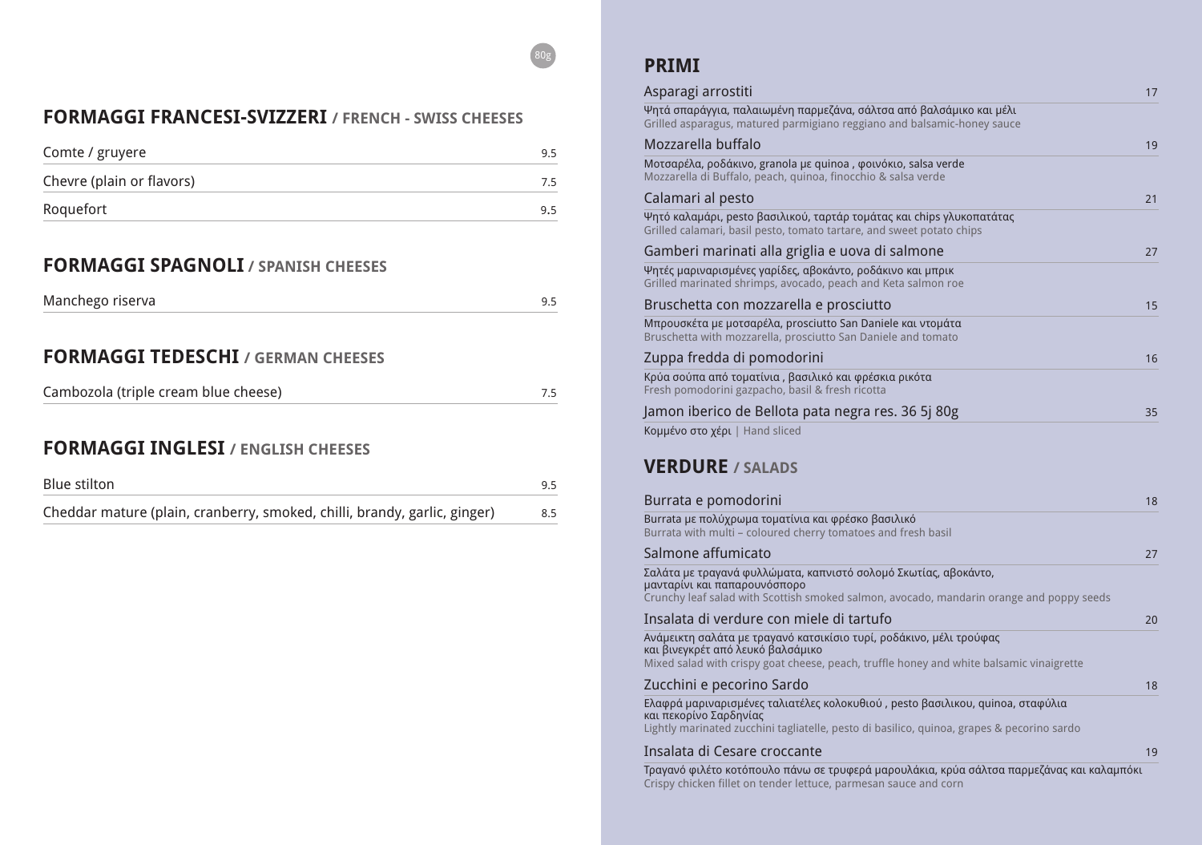80g

## FORMAGGI FRANCESI-SVIZZERI / FRENCH - SWISS CHEESES

| | |
|---|---|
| Comte / gruyere | 9.5 |
| Chevre (plain or flavors) | 7.5 |
| Roquefort | 9.5 |

## FORMAGGI SPAGNOLI / SPANISH CHEESES

| | |
|---|---|
| Manchego riserva | 9.5 |

## FORMAGGI TEDESCHI / GERMAN CHEESES

| | |
|---|---|
| Cambozola (triple cream blue cheese) | 7.5 |

## FORMAGGI INGLESI / ENGLISH CHEESES

| | |
|---|---|
| Blue stilton | 9.5 |
| Cheddar mature (plain, cranberry, smoked, chilli, brandy, garlic, ginger) | 8.5 |

## PRIMI

**Asparagi arrostiti** — 17
Ψητά σπαράγγια, παλαιωμένη παρμεζάνα, σάλτσα από βαλσάμικο και μέλι
Grilled asparagus, matured parmigiano reggiano and balsamic-honey sauce

**Mozzarella buffalo** — 19
Μοτσαρέλα, ροδάκινο, granola με quinoa , φοινόκιο, salsa verde
Mozzarella di Buffalo, peach, quinoa, finocchio & salsa verde

**Calamari al pesto** — 21
Ψητό καλαμάρι, pesto βασιλικού, ταρτάρ τομάτας και chips γλυκοπατάτας
Grilled calamari, basil pesto, tomato tartare, and sweet potato chips

**Gamberi marinati alla griglia e uova di salmone** — 27
Ψητές μαριναρισμένες γαρίδες, αβοκάντο, ροδάκινο και μπρικ
Grilled marinated shrimps, avocado, peach and Keta salmon roe

**Bruschetta con mozzarella e prosciutto** — 15
Μπρουσκέτα με μοτσαρέλα, prosciutto San Daniele και ντομάτα
Bruschetta with mozzarella, prosciutto San Daniele and tomato

**Zuppa fredda di pomodorini** — 16
Κρύα σούπα από τοματίνια , βασιλικό και φρέσκια ρικότα
Fresh pomodorini gazpacho, basil & fresh ricotta

**Jamon iberico de Bellota pata negra res. 36 5j 80g** — 35
Κομμένο στο χέρι | Hand sliced

## VERDURE / SALADS

**Burrata e pomodorini** — 18
Burrata με πολύχρωμα τοματίνια και φρέσκο βασιλικό
Burrata with multi – coloured cherry tomatoes and fresh basil

**Salmone affumicato** — 27
Σαλάτα με τραγανά φυλλώματα, καπνιστό σολομό Σκωτίας, αβοκάντο, μανταρίνι και παπαρουνόσπορο
Crunchy leaf salad with Scottish smoked salmon, avocado, mandarin orange and poppy seeds

**Insalata di verdure con miele di tartufo** — 20
Ανάμεικτη σαλάτα με τραγανό κατσικίσιο τυρί, ροδάκινο, μέλι τρούφας και βινεγκρέτ από λευκό βαλσάμικο
Mixed salad with crispy goat cheese, peach, truffle honey and white balsamic vinaigrette

**Zucchini e pecorino Sardo** — 18
Ελαφρά μαριναρισμένες ταλιατέλες κολοκυθιού , pesto βασιλικου, quinoa, σταφύλια και πεκορίνο Σαρδηνίας
Lightly marinated zucchini tagliatelle, pesto di basilico, quinoa, grapes & pecorino sardo

**Insalata di Cesare croccante** — 19
Τραγανό φιλέτο κοτόπουλο πάνω σε τρυφερά μαρουλάκια, κρύα σάλτσα παρμεζάνας και καλαμπόκι
Crispy chicken fillet on tender lettuce, parmesan sauce and corn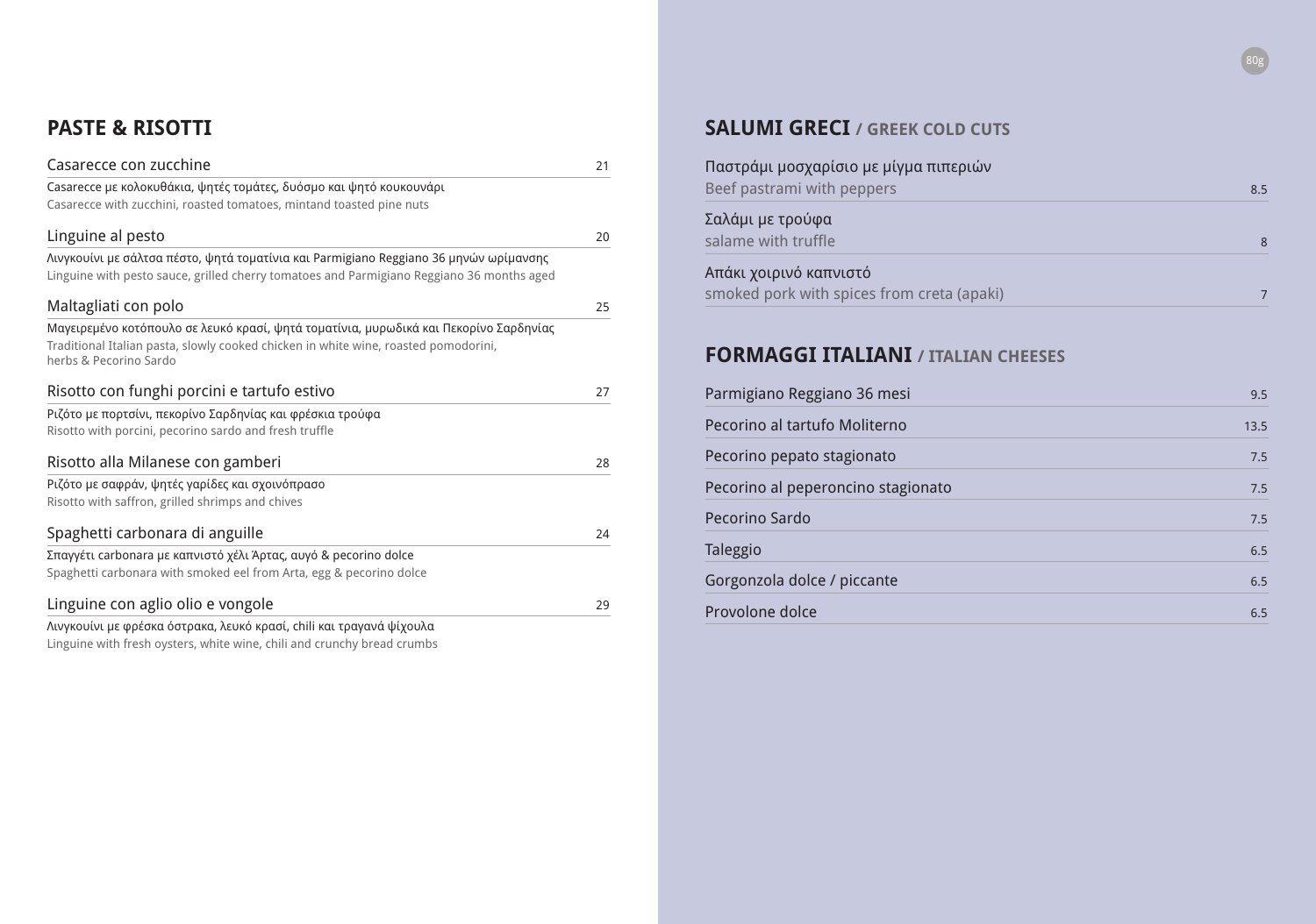## PASTE & RISOTTI

**Casarecce con zucchine** — 21

Casarecce με κολοκυθάκια, ψητές τομάτες, δυόσμο και ψητό κουκουνάρι
Casarecce with zucchini, roasted tomatoes, mintand toasted pine nuts

**Linguine al pesto** — 20

Λιγκουίνι με σάλτσα πέστο, ψητά τοματίνια και Parmigiano Reggiano 36 μηνών ωρίμανσης
Linguine with pesto sauce, grilled cherry tomatoes and Parmigiano Reggiano 36 months aged

**Maltagliati con polo** — 25

Μαγειρεμένο κοτόπουλο σε λευκό κρασί, ψητά τοματίνια, μυρωδικά και Πεκορίνο Σαρδηνίας
Traditional Italian pasta, slowly cooked chicken in white wine, roasted pomodorini, herbs & Pecorino Sardo

**Risotto con funghi porcini e tartufo estivo** — 27

Ριζότο με πορτσίνι, πεκορίνο Σαρδηνίας και φρέσκια τρούφα
Risotto with porcini, pecorino sardo and fresh truffle

**Risotto alla Milanese con gamberi** — 28

Ριζότο με σαφράν, ψητές γαρίδες και σχοινόπρασο
Risotto with saffron, grilled shrimps and chives

**Spaghetti carbonara di anguille** — 24

Σπαγγέτι carbonara με καπνιστό χέλι Άρτας, αυγό & pecorino dolce
Spaghetti carbonara with smoked eel from Arta, egg & pecorino dolce

**Linguine con aglio olio e vongole** — 29

Λιγκουίνι με φρέσκα όστρακα, λευκό κρασί, chili και τραγανά ψίχουλα
Linguine with fresh oysters, white wine, chili and crunchy bread crumbs

## SALUMI GRECI / GREEK COLD CUTS

80g

| Item | Price |
|---|---|
| Παστράμι μοσχαρίσιο με μίγμα πιπεριών<br>Beef pastrami with peppers | 8.5 |
| Σαλάμι με τρούφα<br>salame with truffle | 8 |
| Απάκι χοιρινό καπνιστό<br>smoked pork with spices from creta (apaki) | 7 |

## FORMAGGI ITALIANI / ITALIAN CHEESES

| Item | Price |
|---|---|
| Parmigiano Reggiano 36 mesi | 9.5 |
| Pecorino al tartufo Moliterno | 13.5 |
| Pecorino pepato stagionato | 7.5 |
| Pecorino al peperoncino stagionato | 7.5 |
| Pecorino Sardo | 7.5 |
| Taleggio | 6.5 |
| Gorgonzola dolce / piccante | 6.5 |
| Provolone dolce | 6.5 |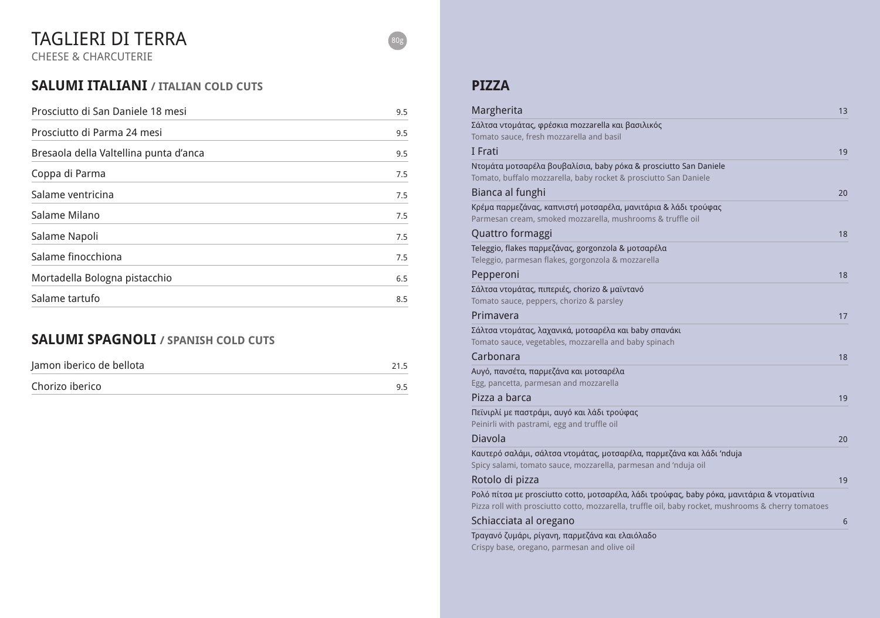# TAGLIERI DI TERRA

CHEESE & CHARCUTERIE

80g

## SALUMI ITALIANI / ITALIAN COLD CUTS

| Item | Price |
|---|---|
| Prosciutto di San Daniele 18 mesi | 9.5 |
| Prosciutto di Parma 24 mesi | 9.5 |
| Bresaola della Valtellina punta d'anca | 9.5 |
| Coppa di Parma | 7.5 |
| Salame ventricina | 7.5 |
| Salame Milano | 7.5 |
| Salame Napoli | 7.5 |
| Salame finocchiona | 7.5 |
| Mortadella Bologna pistacchio | 6.5 |
| Salame tartufo | 8.5 |

## SALUMI SPAGNOLI / SPANISH COLD CUTS

| Item | Price |
|---|---|
| Jamon iberico de bellota | 21.5 |
| Chorizo iberico | 9.5 |

## PIZZA

**Margherita** — 13
Σάλτσα ντομάτας, φρέσκια mozzarella και βασιλικός
Tomato sauce, fresh mozzarella and basil

**I Frati** — 19
Ντομάτα μοτσαρέλα βουβαλίσια, baby ρόκα & prosciutto San Daniele
Tomato, buffalo mozzarella, baby rocket & prosciutto San Daniele

**Bianca al funghi** — 20
Κρέμα παρμεζάνας, καπνιστή μοτσαρέλα, μανιτάρια & λάδι τρούφας
Parmesan cream, smoked mozzarella, mushrooms & truffle oil

**Quattro formaggi** — 18
Teleggio, flakes παρμεζάνας, gorgonzola & μοτσαρέλα
Teleggio, parmesan flakes, gorgonzola & mozzarella

**Pepperoni** — 18
Σάλτσα ντομάτας, πιπεριές, chorizo & μαϊντανό
Tomato sauce, peppers, chorizo & parsley

**Primavera** — 17
Σάλτσα ντομάτας, λαχανικά, μοτσαρέλα και baby σπανάκι
Tomato sauce, vegetables, mozzarella and baby spinach

**Carbonara** — 18
Αυγό, πανσέτα, παρμεζάνα και μοτσαρέλα
Egg, pancetta, parmesan and mozzarella

**Pizza a barca** — 19
Πεϊνιρλί με παστράμι, αυγό και λάδι τρούφας
Peinirli with pastrami, egg and truffle oil

**Diavola** — 20
Καυτερό σαλάμι, σάλτσα ντομάτας, μοτσαρέλα, παρμεζάνα και λάδι 'nduja
Spicy salami, tomato sauce, mozzarella, parmesan and 'nduja oil

**Rotolo di pizza** — 19
Ρολό πίτσα με prosciutto cotto, μοτσαρέλα, λάδι τρούφας, baby ρόκα, μανιτάρια & ντοματίνια
Pizza roll with prosciutto cotto, mozzarella, truffle oil, baby rocket, mushrooms & cherry tomatoes

**Schiacciata al oregano** — 6
Τραγανό ζυμάρι, ρίγανη, παρμεζάνα και ελαιόλαδο
Crispy base, oregano, parmesan and olive oil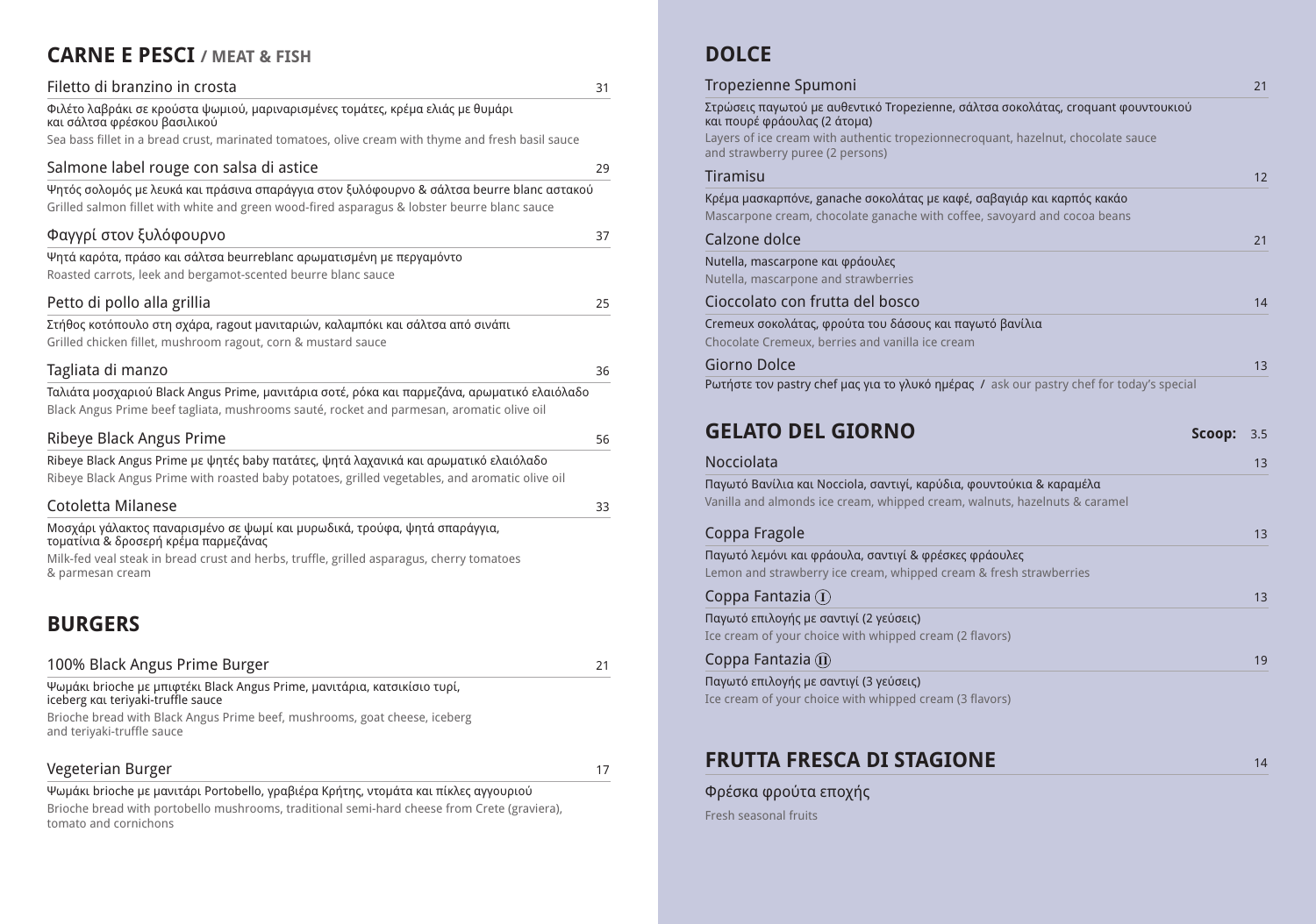## CARNE E PESCI / MEAT & FISH

### Filetto di branzino in crosta — 31

Φιλέτο λαβράκι σε κρούστα ψωμιού, μαριναρισμένες τομάτες, κρέμα ελιάς με θυμάρι και σάλτσα φρέσκου βασιλικού

Sea bass fillet in a bread crust, marinated tomatoes, olive cream with thyme and fresh basil sauce

### Salmone label rouge con salsa di astice — 29

Ψητός σολομός με λευκά και πράσινα σπαράγγια στον ξυλόφουρνο & σάλτσα beurre blanc αστακού

Grilled salmon fillet with white and green wood-fired asparagus & lobster beurre blanc sauce

### Φαγγρί στον ξυλόφουρνο — 37

Ψητά καρότα, πράσο και σάλτσα beurreblanc αρωματισμένη με περγαμόντο

Roasted carrots, leek and bergamot-scented beurre blanc sauce

### Petto di pollo alla grillia — 25

Στήθος κοτόπουλο στη σχάρα, ragout μανιταριών, καλαμπόκι και σάλτσα από σινάπι

Grilled chicken fillet, mushroom ragout, corn & mustard sauce

### Tagliata di manzo — 36

Ταλιάτα μοσχαριού Black Angus Prime, μανιτάρια σοτέ, ρόκα και παρμεζάνα, αρωματικό ελαιόλαδο

Black Angus Prime beef tagliata, mushrooms sauté, rocket and parmesan, aromatic olive oil

### Ribeye Black Angus Prime — 56

Ribeye Black Angus Prime με ψητές baby πατάτες, ψητά λαχανικά και αρωματικό ελαιόλαδο

Ribeye Black Angus Prime with roasted baby potatoes, grilled vegetables, and aromatic olive oil

### Cotoletta Milanese — 33

Μοσχάρι γάλακτος παναρισμένο σε ψωμί και μυρωδικά, τρούφα, ψητά σπαράγγια, τοματίνια & δροσερή κρέμα παρμεζάνας

Milk-fed veal steak in bread crust and herbs, truffle, grilled asparagus, cherry tomatoes & parmesan cream

## BURGERS

### 100% Black Angus Prime Burger — 21

Ψωμάκι brioche με μπιφτέκι Black Angus Prime, μανιτάρια, κατσικίσιο τυρί, iceberg και teriyaki-truffle sauce

Brioche bread with Black Angus Prime beef, mushrooms, goat cheese, iceberg and teriyaki-truffle sauce

### Vegeterian Burger — 17

Ψωμάκι brioche με μανιτάρι Portobello, γραβιέρα Κρήτης, ντομάτα και πίκλες αγγουριού

Brioche bread with portobello mushrooms, traditional semi-hard cheese from Crete (graviera), tomato and cornichons

## DOLCE

### Tropezienne Spumoni — 21

Στρώσεις παγωτού με αυθεντικό Tropezienne, σάλτσα σοκολάτας, croquant φουντουκιού και πουρέ φράουλας (2 άτομα)

Layers of ice cream with authentic tropezionnecroquant, hazelnut, chocolate sauce and strawberry puree (2 persons)

### Tiramisu — 12

Κρέμα μασκαρπόνε, ganache σοκολάτας με καφέ, σαβαγιάρ και καρπός κακάο

Mascarpone cream, chocolate ganache with coffee, savoyard and cocoa beans

### Calzone dolce — 21

Nutella, mascarpone και φράουλες

Nutella, mascarpone and strawberries

### Cioccolato con frutta del bosco — 14

Cremeux σοκολάτας, φρούτα του δάσους και παγωτό βανίλια

Chocolate Cremeux, berries and vanilla ice cream

### Giorno Dolce — 13

Ρωτήστε τον pastry chef μας για το γλυκό ημέρας / ask our pastry chef for today's special

## GELATO DEL GIORNO — Scoop: 3.5

### Nocciolata — 13

Παγωτό Βανίλια και Nocciola, σαντιγί, καρύδια, φουντούκια & καραμέλα

Vanilla and almonds ice cream, whipped cream, walnuts, hazelnuts & caramel

### Coppa Fragole — 13

Παγωτό λεμόνι και φράουλα, σαντιγί & φρέσκες φράουλες

Lemon and strawberry ice cream, whipped cream & fresh strawberries

### Coppa Fantazia (I) — 13

Παγωτό επιλογής με σαντιγί (2 γεύσεις)

Ice cream of your choice with whipped cream (2 flavors)

### Coppa Fantazia (II) — 19

Παγωτό επιλογής με σαντιγί (3 γεύσεις)

Ice cream of your choice with whipped cream (3 flavors)

## FRUTTA FRESCA DI STAGIONE — 14

Φρέσκα φρούτα εποχής

Fresh seasonal fruits